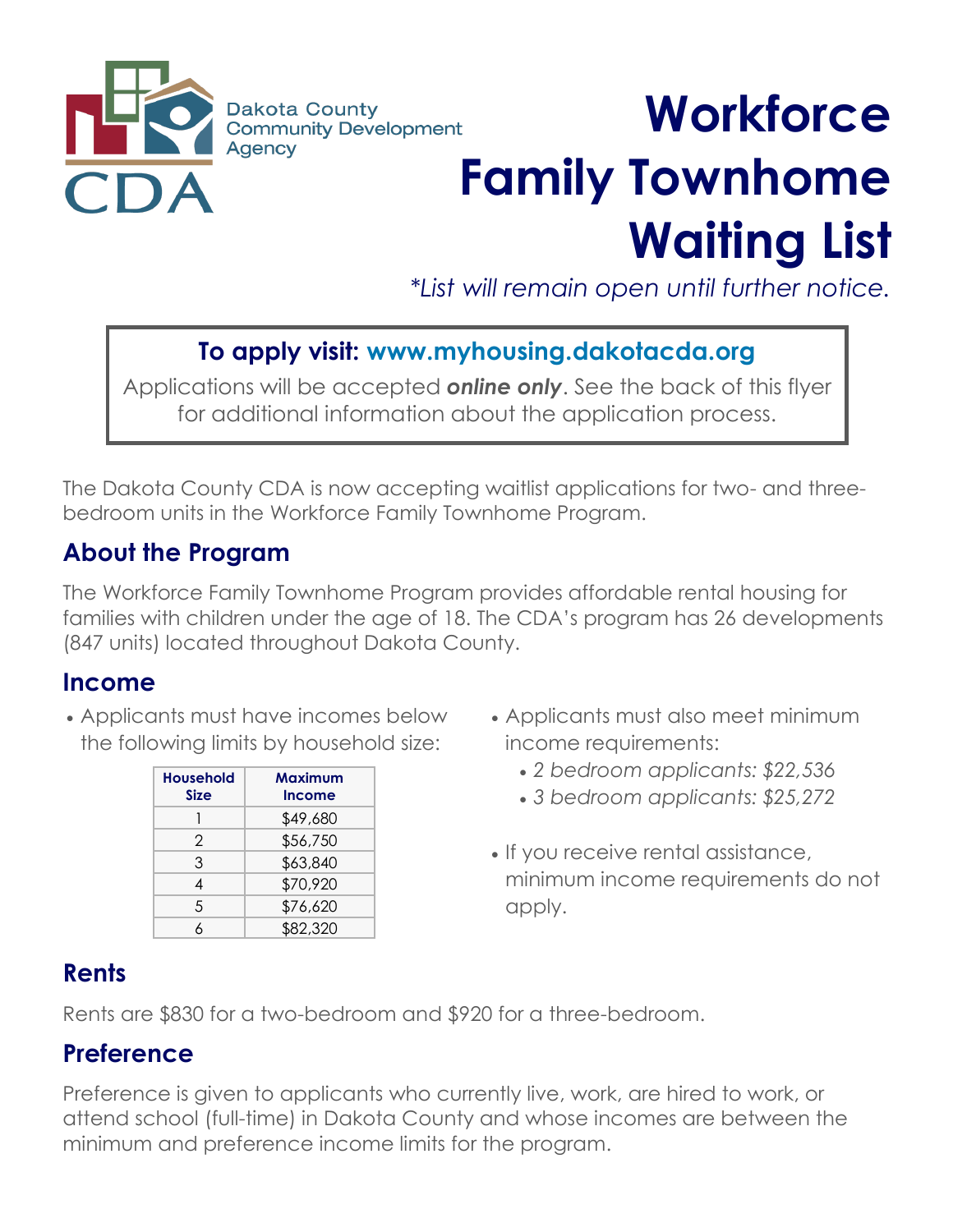Dakota County Community Development Agency

CDA

# Workforce Family Townhome Waiting List

*\*List will remain open until further notice.*

**To apply visit: www.myhousing.dakotacda.org**

Applications will be accepted ***online only***. See the back of this flyer for additional information about the application process.

The Dakota County CDA is now accepting waitlist applications for two- and three-bedroom units in the Workforce Family Townhome Program.

## About the Program

The Workforce Family Townhome Program provides affordable rental housing for families with children under the age of 18. The CDA's program has 26 developments (847 units) located throughout Dakota County.

## Income

- Applicants must have incomes below the following limits by household size:

| Household Size | Maximum Income |
|---|---|
| 1 | $49,680 |
| 2 | $56,750 |
| 3 | $63,840 |
| 4 | $70,920 |
| 5 | $76,620 |
| 6 | $82,320 |

- Applicants must also meet minimum income requirements:
  - *2 bedroom applicants: $22,536*
  - *3 bedroom applicants: $25,272*
- If you receive rental assistance, minimum income requirements do not apply.

## Rents

Rents are $830 for a two-bedroom and $920 for a three-bedroom.

## Preference

Preference is given to applicants who currently live, work, are hired to work, or attend school (full-time) in Dakota County and whose incomes are between the minimum and preference income limits for the program.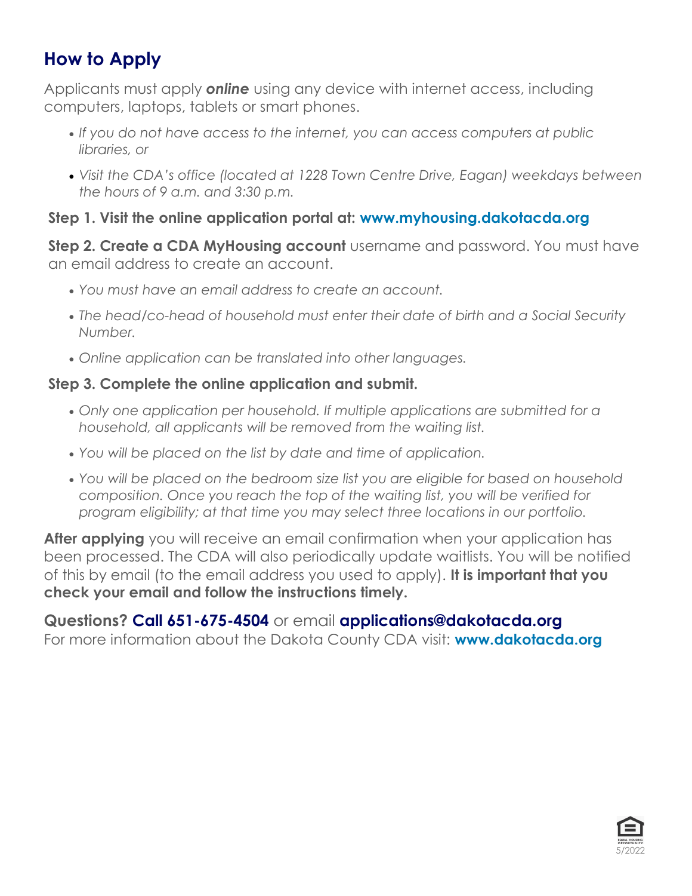## How to Apply

Applicants must apply ***online*** using any device with internet access, including computers, laptops, tablets or smart phones.

- *If you do not have access to the internet, you can access computers at public libraries, or*
- *Visit the CDA's office (located at 1228 Town Centre Drive, Eagan) weekdays between the hours of 9 a.m. and 3:30 p.m.*

**Step 1. Visit the online application portal at: www.myhousing.dakotacda.org**

**Step 2. Create a CDA MyHousing account** username and password. You must have an email address to create an account.

- *You must have an email address to create an account.*
- *The head/co-head of household must enter their date of birth and a Social Security Number.*
- *Online application can be translated into other languages.*

**Step 3. Complete the online application and submit.**

- *Only one application per household. If multiple applications are submitted for a household, all applicants will be removed from the waiting list.*
- *You will be placed on the list by date and time of application.*
- *You will be placed on the bedroom size list you are eligible for based on household composition. Once you reach the top of the waiting list, you will be verified for program eligibility; at that time you may select three locations in our portfolio.*

**After applying** you will receive an email confirmation when your application has been processed. The CDA will also periodically update waitlists. You will be notified of this by email (to the email address you used to apply). **It is important that you check your email and follow the instructions timely.**

**Questions? Call 651-675-4504** or email **applications@dakotacda.org**

For more information about the Dakota County CDA visit: **www.dakotacda.org**

5/2022